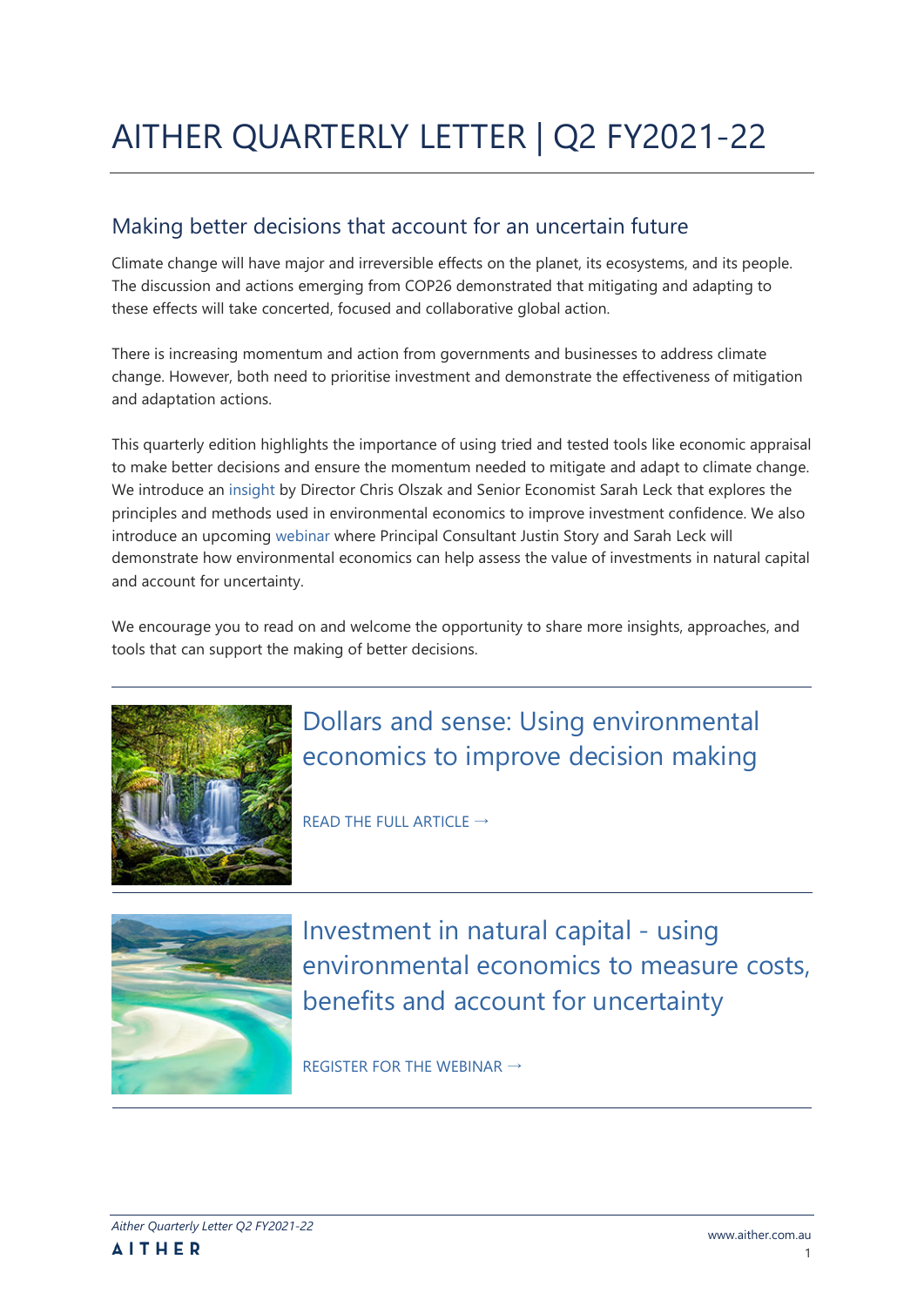# AITHER QUARTERLY LETTER | Q2 FY2021-22

## Making better decisions that account for an uncertain future

Climate change will have major and irreversible effects on the planet, its ecosystems, and its people. The discussion and actions emerging from COP26 demonstrated that mitigating and adapting to these effects will take concerted, focused and collaborative global action.

There is increasing momentum and action from governments and businesses to address climate change. However, both need to prioritise investment and demonstrate the effectiveness of mitigation and adaptation actions.

This quarterly edition highlights the importance of using tried and tested tools like economic appraisal to make better decisions and ensure the momentum needed to mitigate and adapt to climate change. We introduce an insight by Director Chris Olszak and Senior Economist Sarah Leck that explores the principles and methods used in environmental economics to improve investment confidence. We also introduce an upcoming webinar where Principal Consultant Justin Story and Sarah Leck will demonstrate how environmental economics can help assess the value of investments in natural capital and account for uncertainty.

We encourage you to read on and welcome the opportunity to share more insights, approaches, and tools that can support the making of better decisions.

---

### Dollars and sense: Using environmental economics to improve decision making

READ THE FULL ARTICLE →

---

### Investment in natural capital - using environmental economics to measure costs, benefits and account for uncertainty

REGISTER FOR THE WEBINAR →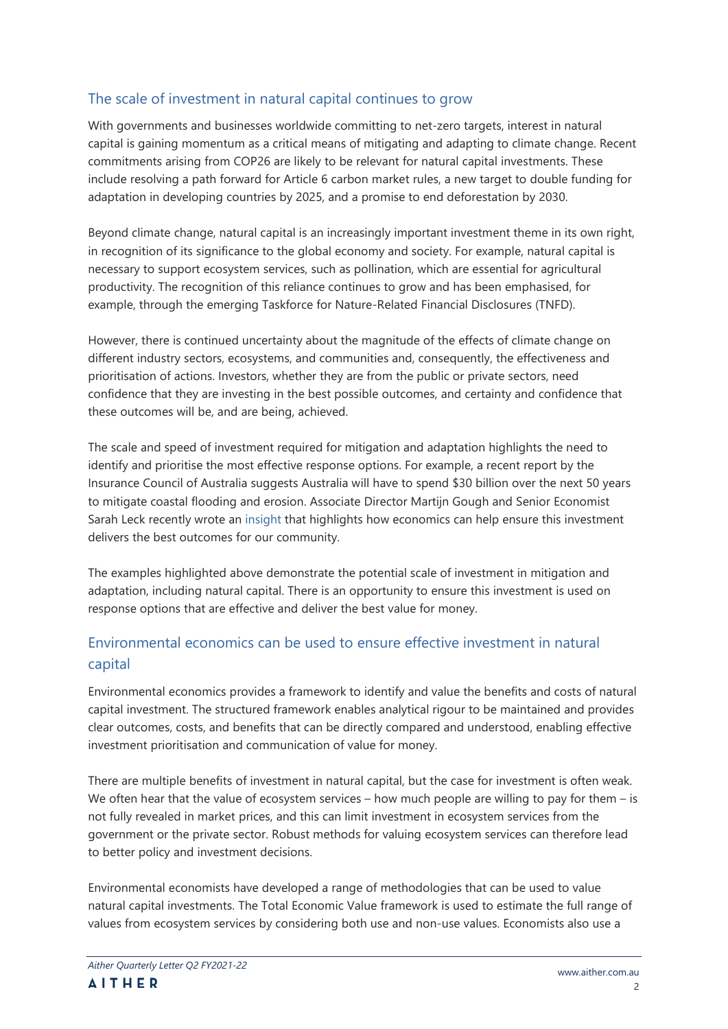## The scale of investment in natural capital continues to grow

With governments and businesses worldwide committing to net-zero targets, interest in natural capital is gaining momentum as a critical means of mitigating and adapting to climate change. Recent commitments arising from COP26 are likely to be relevant for natural capital investments. These include resolving a path forward for Article 6 carbon market rules, a new target to double funding for adaptation in developing countries by 2025, and a promise to end deforestation by 2030.

Beyond climate change, natural capital is an increasingly important investment theme in its own right, in recognition of its significance to the global economy and society. For example, natural capital is necessary to support ecosystem services, such as pollination, which are essential for agricultural productivity. The recognition of this reliance continues to grow and has been emphasised, for example, through the emerging Taskforce for Nature-Related Financial Disclosures (TNFD).

However, there is continued uncertainty about the magnitude of the effects of climate change on different industry sectors, ecosystems, and communities and, consequently, the effectiveness and prioritisation of actions. Investors, whether they are from the public or private sectors, need confidence that they are investing in the best possible outcomes, and certainty and confidence that these outcomes will be, and are being, achieved.

The scale and speed of investment required for mitigation and adaptation highlights the need to identify and prioritise the most effective response options. For example, a recent report by the Insurance Council of Australia suggests Australia will have to spend $30 billion over the next 50 years to mitigate coastal flooding and erosion. Associate Director Martijn Gough and Senior Economist Sarah Leck recently wrote an insight that highlights how economics can help ensure this investment delivers the best outcomes for our community.

The examples highlighted above demonstrate the potential scale of investment in mitigation and adaptation, including natural capital. There is an opportunity to ensure this investment is used on response options that are effective and deliver the best value for money.

## Environmental economics can be used to ensure effective investment in natural capital

Environmental economics provides a framework to identify and value the benefits and costs of natural capital investment. The structured framework enables analytical rigour to be maintained and provides clear outcomes, costs, and benefits that can be directly compared and understood, enabling effective investment prioritisation and communication of value for money.

There are multiple benefits of investment in natural capital, but the case for investment is often weak. We often hear that the value of ecosystem services – how much people are willing to pay for them – is not fully revealed in market prices, and this can limit investment in ecosystem services from the government or the private sector. Robust methods for valuing ecosystem services can therefore lead to better policy and investment decisions.

Environmental economists have developed a range of methodologies that can be used to value natural capital investments. The Total Economic Value framework is used to estimate the full range of values from ecosystem services by considering both use and non-use values. Economists also use a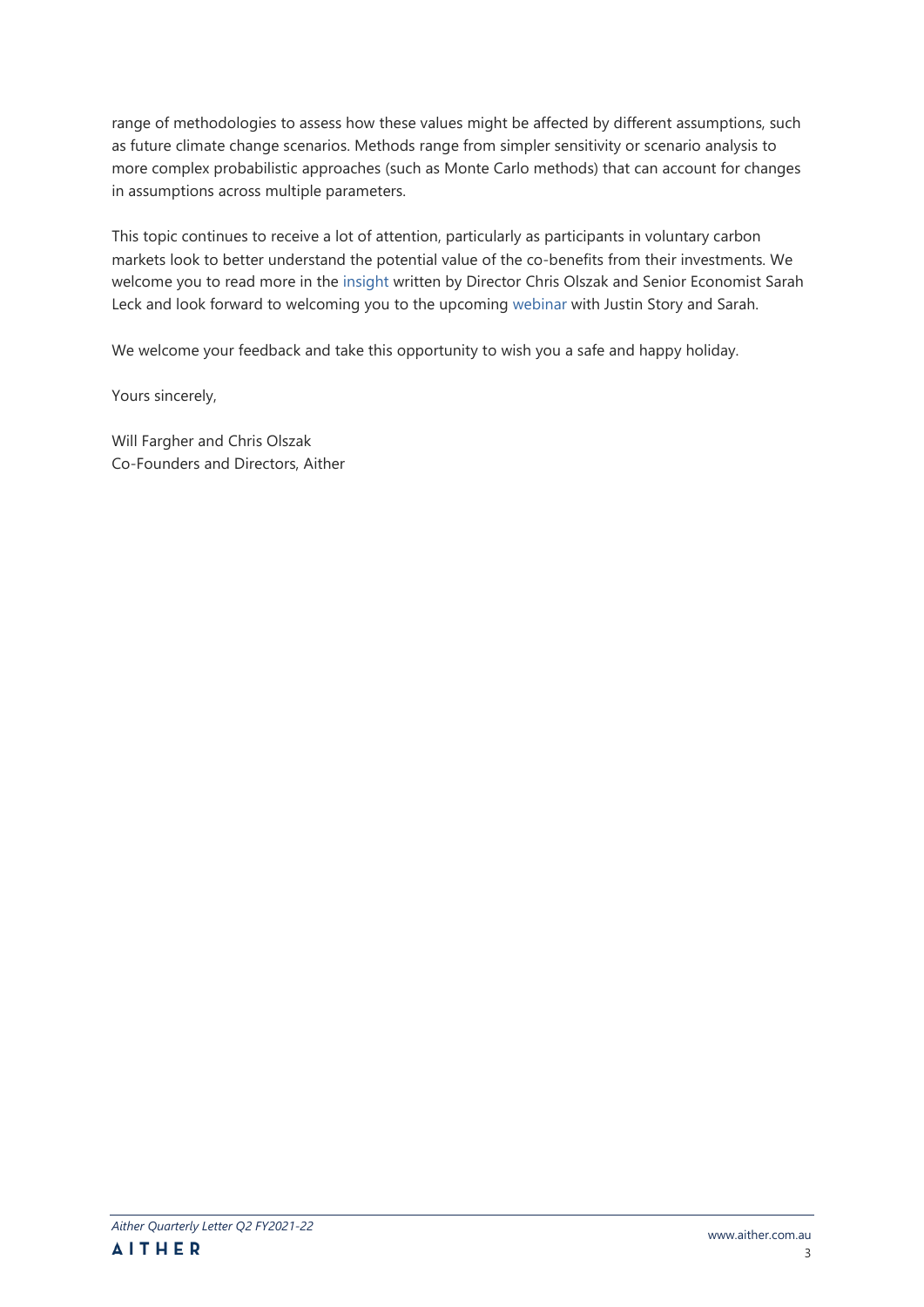range of methodologies to assess how these values might be affected by different assumptions, such as future climate change scenarios. Methods range from simpler sensitivity or scenario analysis to more complex probabilistic approaches (such as Monte Carlo methods) that can account for changes in assumptions across multiple parameters.

This topic continues to receive a lot of attention, particularly as participants in voluntary carbon markets look to better understand the potential value of the co-benefits from their investments. We welcome you to read more in the insight written by Director Chris Olszak and Senior Economist Sarah Leck and look forward to welcoming you to the upcoming webinar with Justin Story and Sarah.

We welcome your feedback and take this opportunity to wish you a safe and happy holiday.

Yours sincerely,

Will Fargher and Chris Olszak  
Co-Founders and Directors, Aither